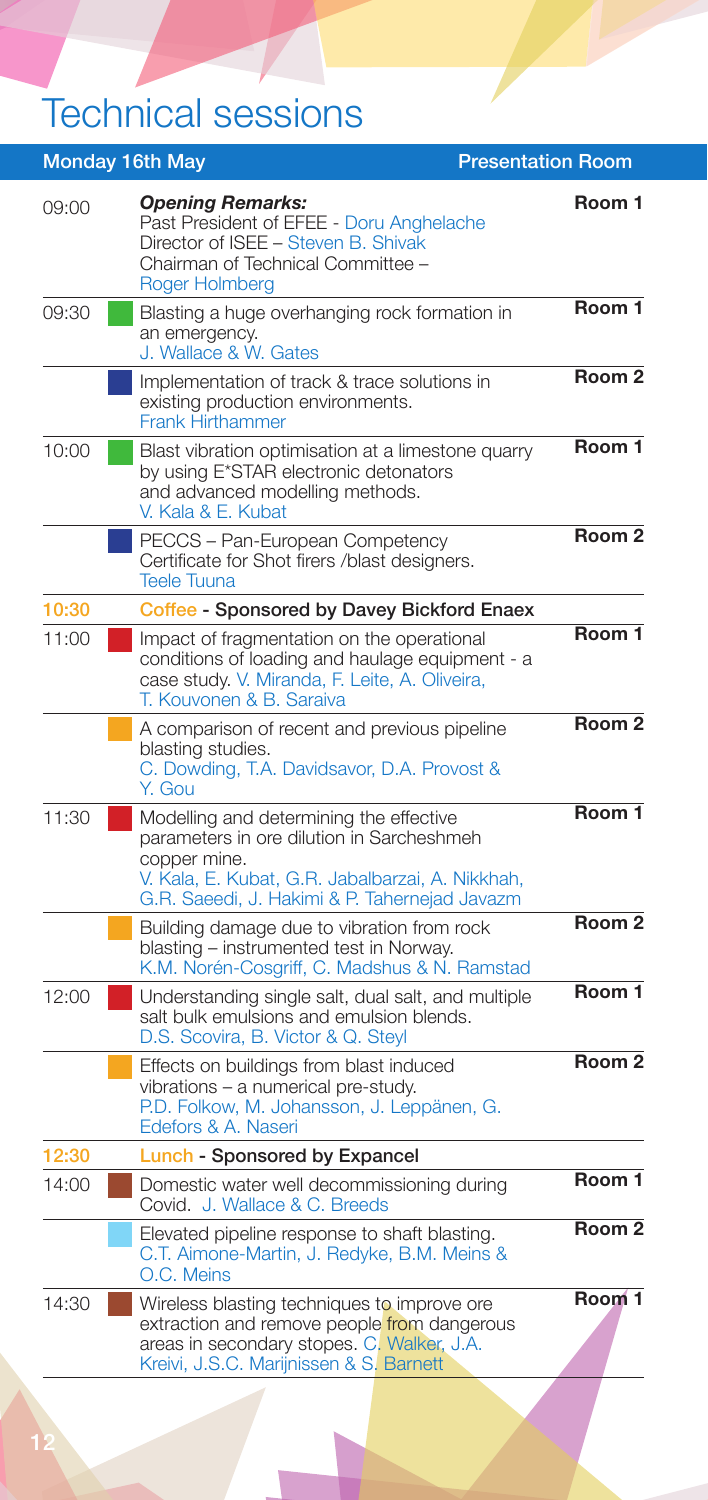# Technical sessions

| Monday 16th May | | Presentation Room |
|---|---|---|
| 09:00 | ***Opening Remarks:*** Past President of EFEE - Doru Anghelache<br>Director of ISEE – Steven B. Shivak<br>Chairman of Technical Committee – Roger Holmberg | Room 1 |
| 09:30 | Blasting a huge overhanging rock formation in an emergency.<br>J. Wallace & W. Gates | Room 1 |
| | Implementation of track & trace solutions in existing production environments.<br>Frank Hirthammer | Room 2 |
| 10:00 | Blast vibration optimisation at a limestone quarry by using E*STAR electronic detonators and advanced modelling methods.<br>V. Kala & E. Kubat | Room 1 |
| | PECCS – Pan-European Competency Certificate for Shot firers /blast designers.<br>Teele Tuuna | Room 2 |
| **10:30** | **Coffee - Sponsored by Davey Bickford Enaex** | |
| 11:00 | Impact of fragmentation on the operational conditions of loading and haulage equipment - a case study. V. Miranda, F. Leite, A. Oliveira, T. Kouvonen & B. Saraiva | Room 1 |
| | A comparison of recent and previous pipeline blasting studies.<br>C. Dowding, T.A. Davidsavor, D.A. Provost & Y. Gou | Room 2 |
| 11:30 | Modelling and determining the effective parameters in ore dilution in Sarcheshmeh copper mine.<br>V. Kala, E. Kubat, G.R. Jabalbarzai, A. Nikkhah, G.R. Saeedi, J. Hakimi & P. Tahernejad Javazm | Room 1 |
| | Building damage due to vibration from rock blasting – instrumented test in Norway.<br>K.M. Norén-Cosgriff, C. Madshus & N. Ramstad | Room 2 |
| 12:00 | Understanding single salt, dual salt, and multiple salt bulk emulsions and emulsion blends.<br>D.S. Scovira, B. Victor & Q. Steyl | Room 1 |
| | Effects on buildings from blast induced vibrations – a numerical pre-study.<br>P.D. Folkow, M. Johansson, J. Leppänen, G. Edefors & A. Naseri | Room 2 |
| **12:30** | **Lunch - Sponsored by Expancel** | |
| 14:00 | Domestic water well decommissioning during Covid. J. Wallace & C. Breeds | Room 1 |
| | Elevated pipeline response to shaft blasting.<br>C.T. Aimone-Martin, J. Redyke, B.M. Meins & O.C. Meins | Room 2 |
| 14:30 | Wireless blasting techniques to improve ore extraction and remove people from dangerous areas in secondary stopes. C. Walker, J.A. Kreivi, J.S.C. Marijnissen & S. Barnett | Room 1 |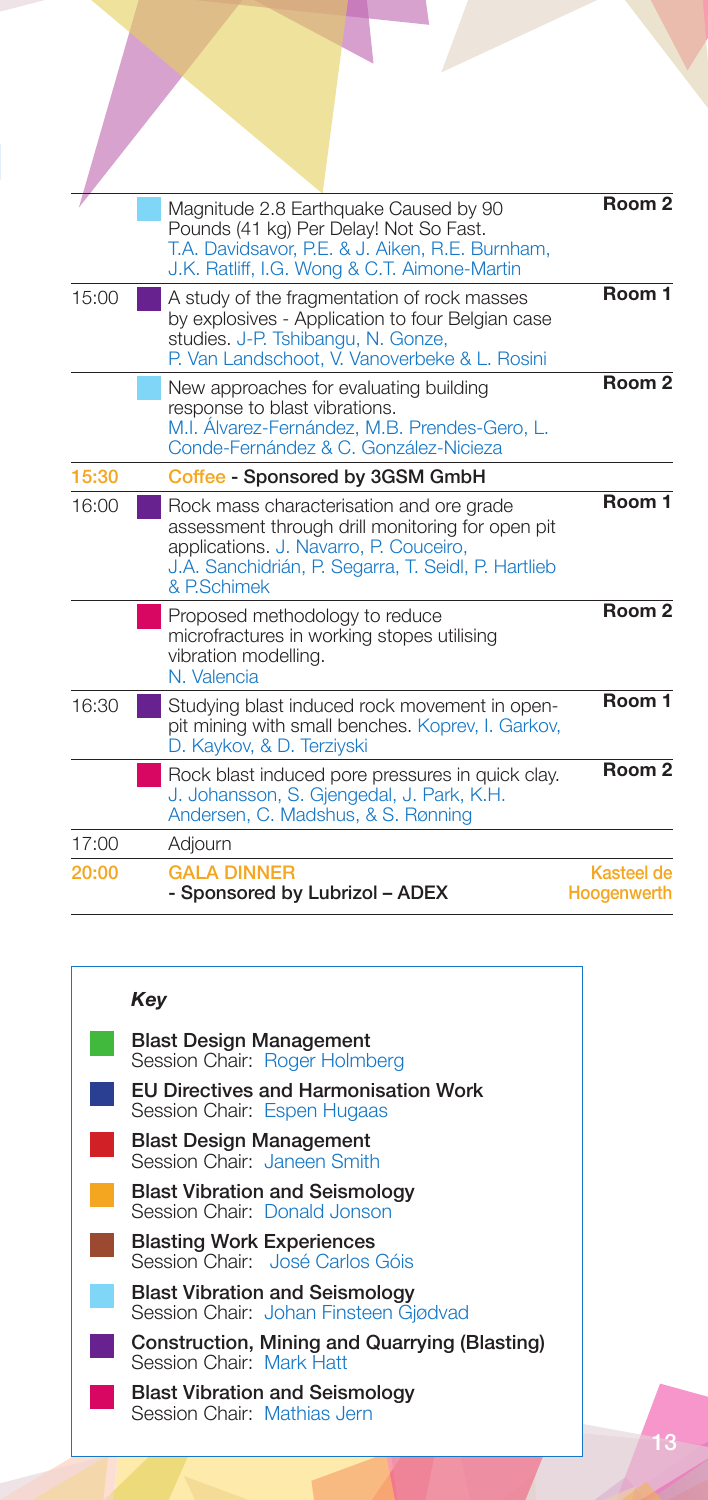| Time | Session | Presentation | Room |
|---|---|---|---|
| | Blast Vibration and Seismology (Johan Finsteen Gjødvad) | Magnitude 2.8 Earthquake Caused by 90 Pounds (41 kg) Per Delay! Not So Fast. T.A. Davidsavor, P.E. & J. Aiken, R.E. Burnham, J.K. Ratliff, I.G. Wong & C.T. Aimone-Martin | Room 2 |
| 15:00 | Construction, Mining and Quarrying (Blasting) | A study of the fragmentation of rock masses by explosives - Application to four Belgian case studies. J-P. Tshibangu, N. Gonze, P. Van Landschoot, V. Vanoverbeke & L. Rosini | Room 1 |
| | Blast Vibration and Seismology (Johan Finsteen Gjødvad) | New approaches for evaluating building response to blast vibrations. M.I. Álvarez-Fernández, M.B. Prendes-Gero, L. Conde-Fernández & C. González-Nicieza | Room 2 |
| **15:30** | | **Coffee - Sponsored by 3GSM GmbH** | |
| 16:00 | Construction, Mining and Quarrying (Blasting) | Rock mass characterisation and ore grade assessment through drill monitoring for open pit applications. J. Navarro, P. Couceiro, J.A. Sanchidrián, P. Segarra, T. Seidl, P. Hartlieb & P.Schimek | Room 1 |
| | Blast Vibration and Seismology (Mathias Jern) | Proposed methodology to reduce microfractures in working stopes utilising vibration modelling. N. Valencia | Room 2 |
| 16:30 | Construction, Mining and Quarrying (Blasting) | Studying blast induced rock movement in open-pit mining with small benches. Koprev, I. Garkov, D. Kaykov, & D. Terziyski | Room 1 |
| | Blast Vibration and Seismology (Mathias Jern) | Rock blast induced pore pressures in quick clay. J. Johansson, S. Gjengedal, J. Park, K.H. Andersen, C. Madshus, & S. Rønning | Room 2 |
| 17:00 | | Adjourn | |
| **20:00** | | **GALA DINNER - Sponsored by Lubrizol – ADEX** | **Kasteel de Hoogenwerth** |

### *Key*

- **Blast Design Management** — Session Chair: Roger Holmberg
- **EU Directives and Harmonisation Work** — Session Chair: Espen Hugaas
- **Blast Design Management** — Session Chair: Janeen Smith
- **Blast Vibration and Seismology** — Session Chair: Donald Jonson
- **Blasting Work Experiences** — Session Chair: José Carlos Góis
- **Blast Vibration and Seismology** — Session Chair: Johan Finsteen Gjødvad
- **Construction, Mining and Quarrying (Blasting)** — Session Chair: Mark Hatt
- **Blast Vibration and Seismology** — Session Chair: Mathias Jern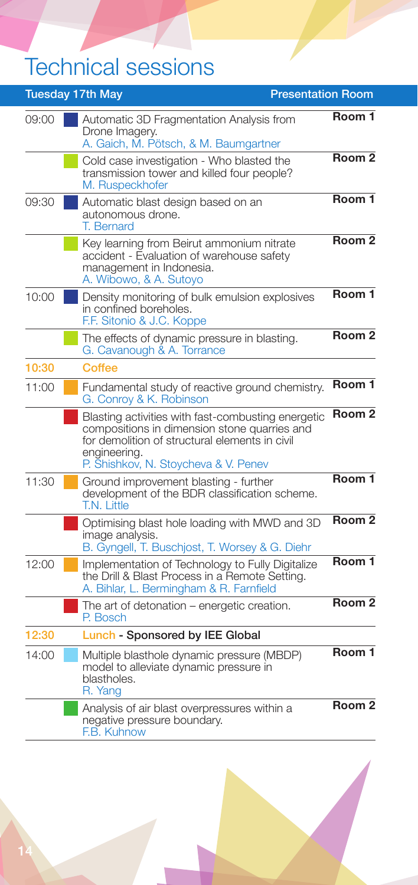# Technical sessions

| Tuesday 17th May | | Presentation Room |
|---|---|---|
| 09:00 | Automatic 3D Fragmentation Analysis from Drone Imagery.<br>A. Gaich, M. Pötsch, & M. Baumgartner | Room 1 |
| | Cold case investigation - Who blasted the transmission tower and killed four people?<br>M. Ruspeckhofer | Room 2 |
| 09:30 | Automatic blast design based on an autonomous drone.<br>T. Bernard | Room 1 |
| | Key learning from Beirut ammonium nitrate accident - Evaluation of warehouse safety management in Indonesia.<br>A. Wibowo, & A. Sutoyo | Room 2 |
| 10:00 | Density monitoring of bulk emulsion explosives in confined boreholes.<br>F.F. Sitonio & J.C. Koppe | Room 1 |
| | The effects of dynamic pressure in blasting.<br>G. Cavanough & A. Torrance | Room 2 |
| **10:30** | **Coffee** | |
| 11:00 | Fundamental study of reactive ground chemistry.<br>G. Conroy & K. Robinson | Room 1 |
| | Blasting activities with fast-combusting energetic compositions in dimension stone quarries and for demolition of structural elements in civil engineering.<br>P. Shishkov, N. Stoycheva & V. Penev | Room 2 |
| 11:30 | Ground improvement blasting - further development of the BDR classification scheme.<br>T.N. Little | Room 1 |
| | Optimising blast hole loading with MWD and 3D image analysis.<br>B. Gyngell, T. Buschjost, T. Worsey & G. Diehr | Room 2 |
| 12:00 | Implementation of Technology to Fully Digitalize the Drill & Blast Process in a Remote Setting.<br>A. Bihlar, L. Bermingham & R. Farnfield | Room 1 |
| | The art of detonation – energetic creation.<br>P. Bosch | Room 2 |
| **12:30** | **Lunch - Sponsored by IEE Global** | |
| 14:00 | Multiple blasthole dynamic pressure (MBDP) model to alleviate dynamic pressure in blastholes.<br>R. Yang | Room 1 |
| | Analysis of air blast overpressures within a negative pressure boundary.<br>F.B. Kuhnow | Room 2 |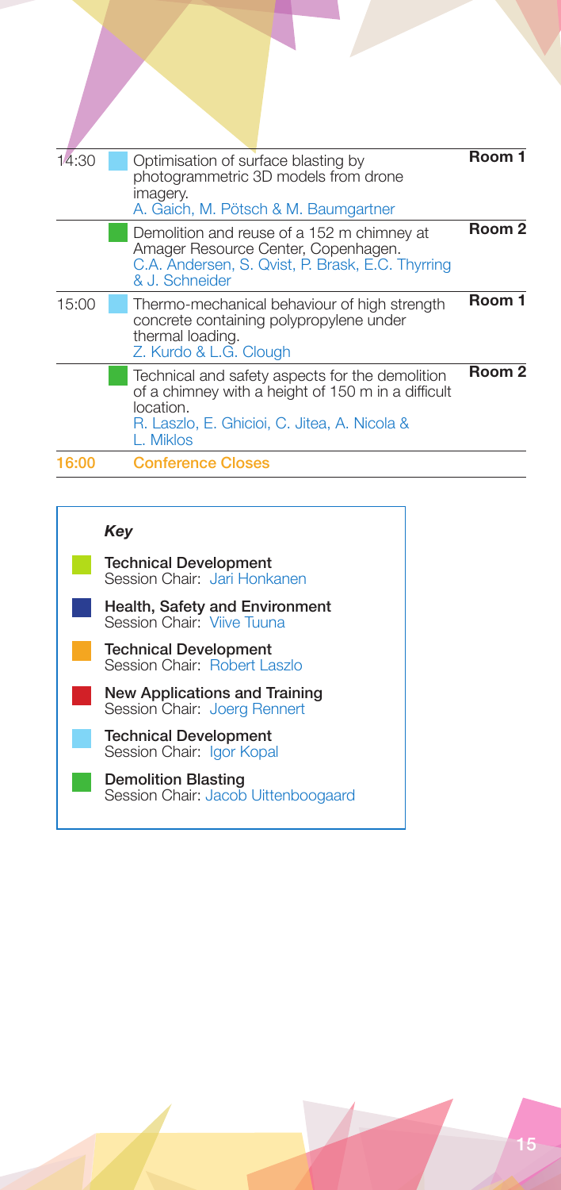| | | | |
|---|---|---|---|
| 14:30 | | Optimisation of surface blasting by photogrammetric 3D models from drone imagery.<br>A. Gaich, M. Pötsch & M. Baumgartner | **Room 1** |
| | | Demolition and reuse of a 152 m chimney at Amager Resource Center, Copenhagen.<br>C.A. Andersen, S. Qvist, P. Brask, E.C. Thyrring & J. Schneider | **Room 2** |
| 15:00 | | Thermo-mechanical behaviour of high strength concrete containing polypropylene under thermal loading.<br>Z. Kurdo & L.G. Clough | **Room 1** |
| | | Technical and safety aspects for the demolition of a chimney with a height of 150 m in a difficult location.<br>R. Laszlo, E. Ghicioi, C. Jitea, A. Nicola & L. Miklos | **Room 2** |
| **16:00** | | **Conference Closes** | |

***Key***

**Technical Development**
Session Chair: Jari Honkanen

**Health, Safety and Environment**
Session Chair: Viive Tuuna

**Technical Development**
Session Chair: Robert Laszlo

**New Applications and Training**
Session Chair: Joerg Rennert

**Technical Development**
Session Chair: Igor Kopal

**Demolition Blasting**
Session Chair: Jacob Uittenboogaard